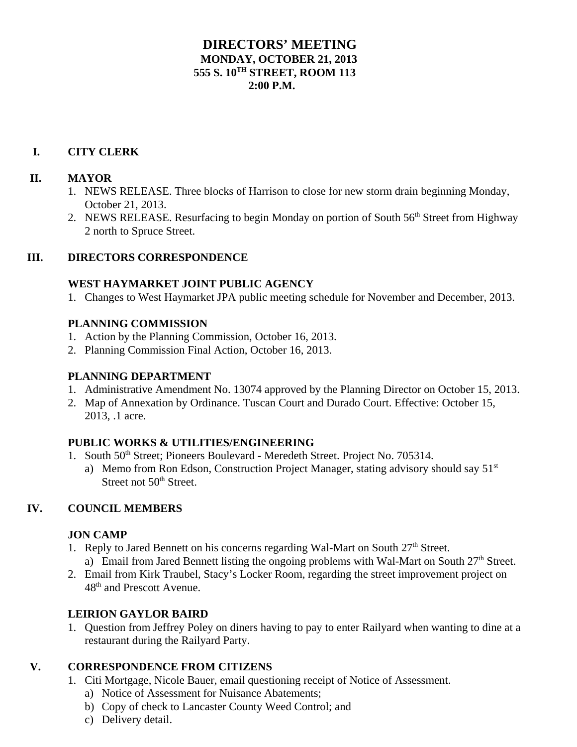# DIRECTORS' MEETING

**MONDAY, OCTOBER 21, 2013**
**555 S. 10TH STREET, ROOM 113**
**2:00 P.M.**

## I. CITY CLERK

## II. MAYOR

1. NEWS RELEASE. Three blocks of Harrison to close for new storm drain beginning Monday, October 21, 2013.
2. NEWS RELEASE. Resurfacing to begin Monday on portion of South 56th Street from Highway 2 north to Spruce Street.

## III. DIRECTORS CORRESPONDENCE

### WEST HAYMARKET JOINT PUBLIC AGENCY

1. Changes to West Haymarket JPA public meeting schedule for November and December, 2013.

### PLANNING COMMISSION

1. Action by the Planning Commission, October 16, 2013.
2. Planning Commission Final Action, October 16, 2013.

### PLANNING DEPARTMENT

1. Administrative Amendment No. 13074 approved by the Planning Director on October 15, 2013.
2. Map of Annexation by Ordinance. Tuscan Court and Durado Court. Effective: October 15, 2013, .1 acre.

### PUBLIC WORKS & UTILITIES/ENGINEERING

1. South 50th Street; Pioneers Boulevard - Meredeth Street. Project No. 705314.
   a) Memo from Ron Edson, Construction Project Manager, stating advisory should say 51st Street not 50th Street.

## IV. COUNCIL MEMBERS

### JON CAMP

1. Reply to Jared Bennett on his concerns regarding Wal-Mart on South 27th Street.
   a) Email from Jared Bennett listing the ongoing problems with Wal-Mart on South 27th Street.
2. Email from Kirk Traubel, Stacy's Locker Room, regarding the street improvement project on 48th and Prescott Avenue.

### LEIRION GAYLOR BAIRD

1. Question from Jeffrey Poley on diners having to pay to enter Railyard when wanting to dine at a restaurant during the Railyard Party.

## V. CORRESPONDENCE FROM CITIZENS

1. Citi Mortgage, Nicole Bauer, email questioning receipt of Notice of Assessment.
   a) Notice of Assessment for Nuisance Abatements;
   b) Copy of check to Lancaster County Weed Control; and
   c) Delivery detail.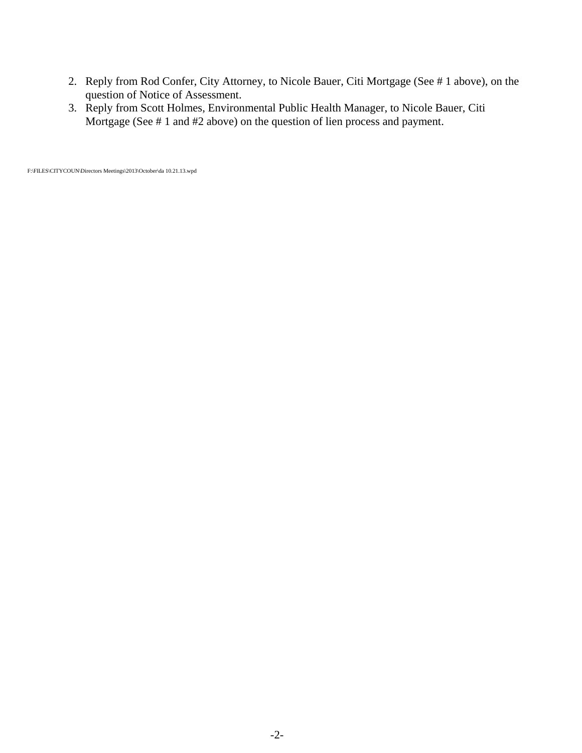2. Reply from Rod Confer, City Attorney, to Nicole Bauer, Citi Mortgage (See # 1 above), on the question of Notice of Assessment.
3. Reply from Scott Holmes, Environmental Public Health Manager, to Nicole Bauer, Citi Mortgage (See # 1 and #2 above) on the question of lien process and payment.

F:\FILES\CITYCOUN\Directors Meetings\2013\October\da 10.21.13.wpd